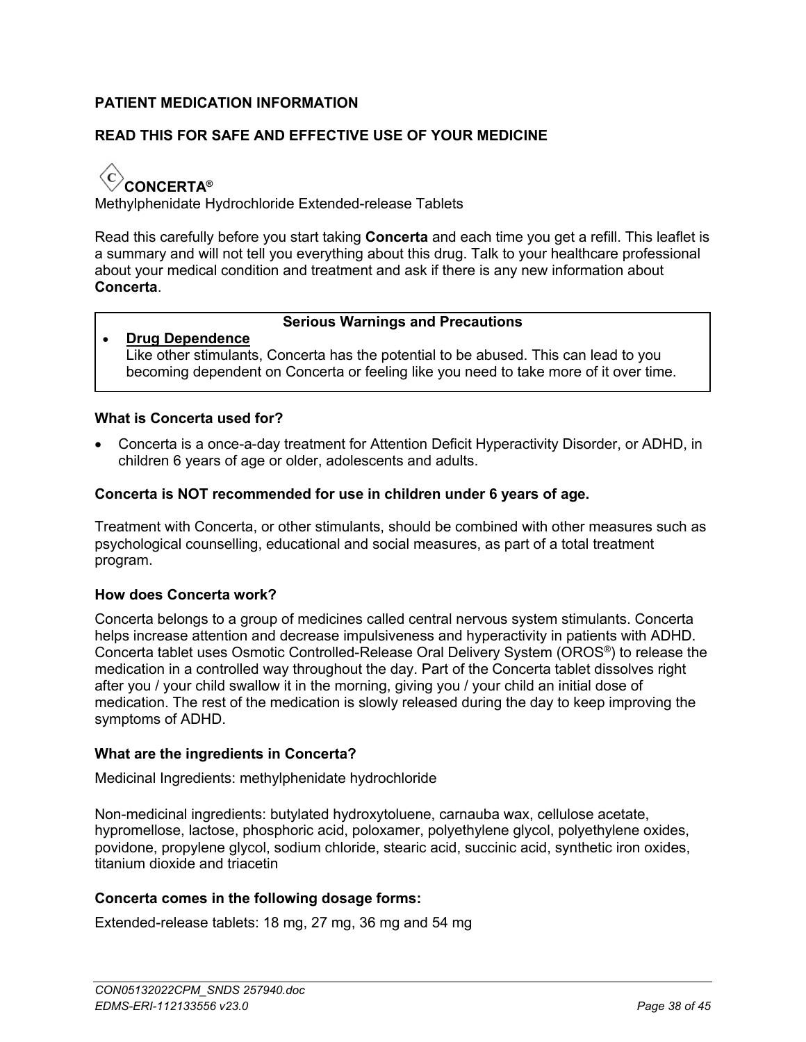**PATIENT MEDICATION INFORMATION**

**READ THIS FOR SAFE AND EFFECTIVE USE OF YOUR MEDICINE**

**CONCERTA®**
Methylphenidate Hydrochloride Extended-release Tablets

Read this carefully before you start taking **Concerta** and each time you get a refill. This leaflet is a summary and will not tell you everything about this drug. Talk to your healthcare professional about your medical condition and treatment and ask if there is any new information about **Concerta**.

| **Serious Warnings and Precautions** |
| --- |
| • **Drug Dependence** Like other stimulants, Concerta has the potential to be abused. This can lead to you becoming dependent on Concerta or feeling like you need to take more of it over time. |

**What is Concerta used for?**

- Concerta is a once-a-day treatment for Attention Deficit Hyperactivity Disorder, or ADHD, in children 6 years of age or older, adolescents and adults.

**Concerta is NOT recommended for use in children under 6 years of age.**

Treatment with Concerta, or other stimulants, should be combined with other measures such as psychological counselling, educational and social measures, as part of a total treatment program.

**How does Concerta work?**

Concerta belongs to a group of medicines called central nervous system stimulants. Concerta helps increase attention and decrease impulsiveness and hyperactivity in patients with ADHD. Concerta tablet uses Osmotic Controlled-Release Oral Delivery System (OROS®) to release the medication in a controlled way throughout the day. Part of the Concerta tablet dissolves right after you / your child swallow it in the morning, giving you / your child an initial dose of medication. The rest of the medication is slowly released during the day to keep improving the symptoms of ADHD.

**What are the ingredients in Concerta?**

Medicinal Ingredients: methylphenidate hydrochloride

Non-medicinal ingredients: butylated hydroxytoluene, carnauba wax, cellulose acetate, hypromellose, lactose, phosphoric acid, poloxamer, polyethylene glycol, polyethylene oxides, povidone, propylene glycol, sodium chloride, stearic acid, succinic acid, synthetic iron oxides, titanium dioxide and triacetin

**Concerta comes in the following dosage forms:**

Extended-release tablets: 18 mg, 27 mg, 36 mg and 54 mg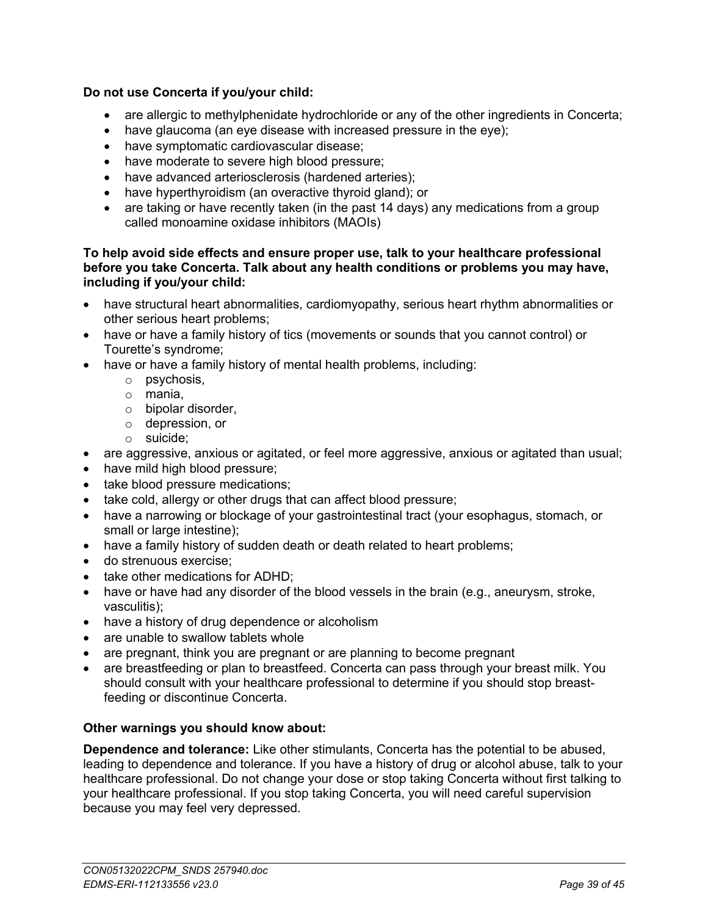**Do not use Concerta if you/your child:**

- are allergic to methylphenidate hydrochloride or any of the other ingredients in Concerta;
- have glaucoma (an eye disease with increased pressure in the eye);
- have symptomatic cardiovascular disease;
- have moderate to severe high blood pressure;
- have advanced arteriosclerosis (hardened arteries);
- have hyperthyroidism (an overactive thyroid gland); or
- are taking or have recently taken (in the past 14 days) any medications from a group called monoamine oxidase inhibitors (MAOIs)

**To help avoid side effects and ensure proper use, talk to your healthcare professional before you take Concerta. Talk about any health conditions or problems you may have, including if you/your child:**

- have structural heart abnormalities, cardiomyopathy, serious heart rhythm abnormalities or other serious heart problems;
- have or have a family history of tics (movements or sounds that you cannot control) or Tourette's syndrome;
- have or have a family history of mental health problems, including:
  - psychosis,
  - mania,
  - bipolar disorder,
  - depression, or
  - suicide;
- are aggressive, anxious or agitated, or feel more aggressive, anxious or agitated than usual;
- have mild high blood pressure;
- take blood pressure medications;
- take cold, allergy or other drugs that can affect blood pressure;
- have a narrowing or blockage of your gastrointestinal tract (your esophagus, stomach, or small or large intestine);
- have a family history of sudden death or death related to heart problems;
- do strenuous exercise;
- take other medications for ADHD;
- have or have had any disorder of the blood vessels in the brain (e.g., aneurysm, stroke, vasculitis);
- have a history of drug dependence or alcoholism
- are unable to swallow tablets whole
- are pregnant, think you are pregnant or are planning to become pregnant
- are breastfeeding or plan to breastfeed. Concerta can pass through your breast milk. You should consult with your healthcare professional to determine if you should stop breast-feeding or discontinue Concerta.

**Other warnings you should know about:**

**Dependence and tolerance:** Like other stimulants, Concerta has the potential to be abused, leading to dependence and tolerance. If you have a history of drug or alcohol abuse, talk to your healthcare professional. Do not change your dose or stop taking Concerta without first talking to your healthcare professional. If you stop taking Concerta, you will need careful supervision because you may feel very depressed.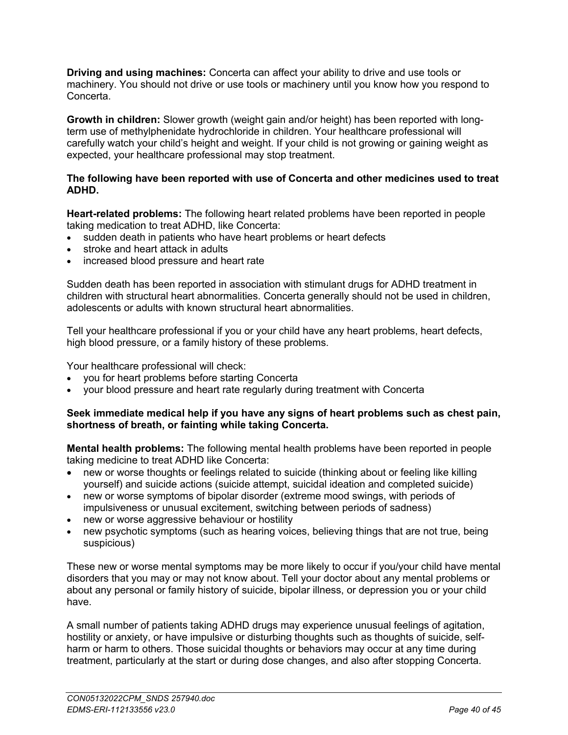**Driving and using machines:** Concerta can affect your ability to drive and use tools or machinery. You should not drive or use tools or machinery until you know how you respond to Concerta.

**Growth in children:** Slower growth (weight gain and/or height) has been reported with long-term use of methylphenidate hydrochloride in children. Your healthcare professional will carefully watch your child's height and weight. If your child is not growing or gaining weight as expected, your healthcare professional may stop treatment.

**The following have been reported with use of Concerta and other medicines used to treat ADHD.**

**Heart-related problems:** The following heart related problems have been reported in people taking medication to treat ADHD, like Concerta:

- sudden death in patients who have heart problems or heart defects
- stroke and heart attack in adults
- increased blood pressure and heart rate

Sudden death has been reported in association with stimulant drugs for ADHD treatment in children with structural heart abnormalities. Concerta generally should not be used in children, adolescents or adults with known structural heart abnormalities.

Tell your healthcare professional if you or your child have any heart problems, heart defects, high blood pressure, or a family history of these problems.

Your healthcare professional will check:

- you for heart problems before starting Concerta
- your blood pressure and heart rate regularly during treatment with Concerta

**Seek immediate medical help if you have any signs of heart problems such as chest pain, shortness of breath, or fainting while taking Concerta.**

**Mental health problems:** The following mental health problems have been reported in people taking medicine to treat ADHD like Concerta:

- new or worse thoughts or feelings related to suicide (thinking about or feeling like killing yourself) and suicide actions (suicide attempt, suicidal ideation and completed suicide)
- new or worse symptoms of bipolar disorder (extreme mood swings, with periods of impulsiveness or unusual excitement, switching between periods of sadness)
- new or worse aggressive behaviour or hostility
- new psychotic symptoms (such as hearing voices, believing things that are not true, being suspicious)

These new or worse mental symptoms may be more likely to occur if you/your child have mental disorders that you may or may not know about. Tell your doctor about any mental problems or about any personal or family history of suicide, bipolar illness, or depression you or your child have.

A small number of patients taking ADHD drugs may experience unusual feelings of agitation, hostility or anxiety, or have impulsive or disturbing thoughts such as thoughts of suicide, self-harm or harm to others. Those suicidal thoughts or behaviors may occur at any time during treatment, particularly at the start or during dose changes, and also after stopping Concerta.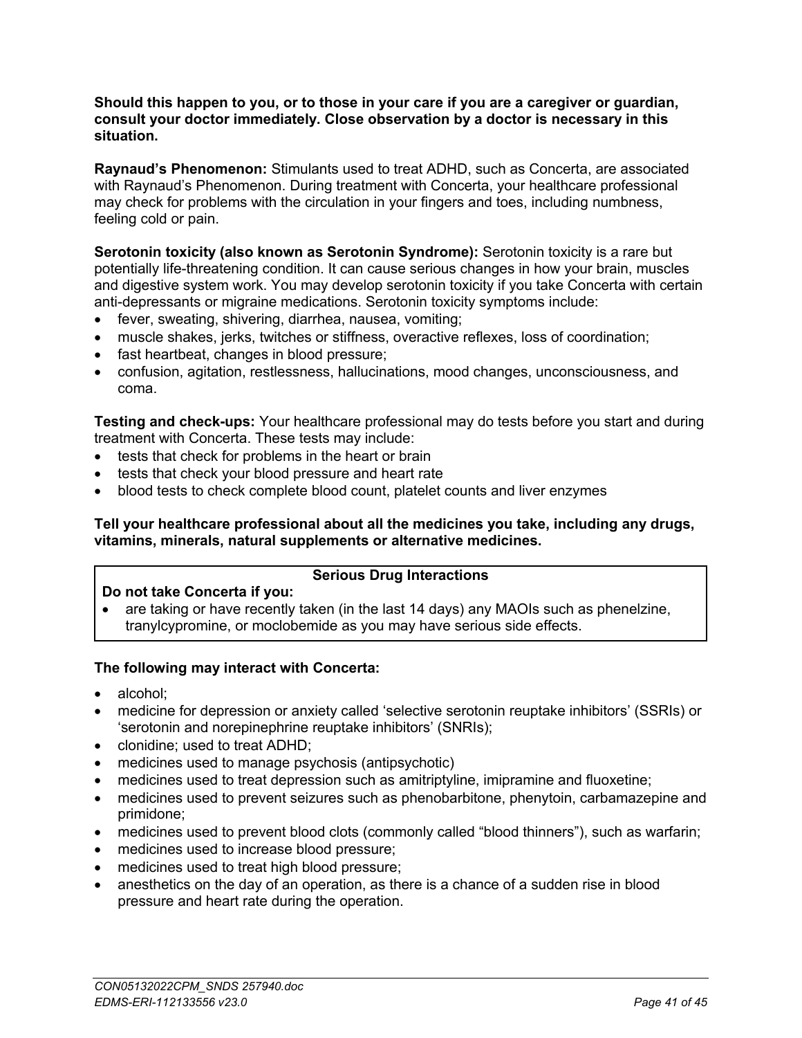**Should this happen to you, or to those in your care if you are a caregiver or guardian, consult your doctor immediately. Close observation by a doctor is necessary in this situation.**

**Raynaud's Phenomenon:** Stimulants used to treat ADHD, such as Concerta, are associated with Raynaud's Phenomenon. During treatment with Concerta, your healthcare professional may check for problems with the circulation in your fingers and toes, including numbness, feeling cold or pain.

**Serotonin toxicity (also known as Serotonin Syndrome):** Serotonin toxicity is a rare but potentially life-threatening condition. It can cause serious changes in how your brain, muscles and digestive system work. You may develop serotonin toxicity if you take Concerta with certain anti-depressants or migraine medications. Serotonin toxicity symptoms include:

- fever, sweating, shivering, diarrhea, nausea, vomiting;
- muscle shakes, jerks, twitches or stiffness, overactive reflexes, loss of coordination;
- fast heartbeat, changes in blood pressure;
- confusion, agitation, restlessness, hallucinations, mood changes, unconsciousness, and coma.

**Testing and check-ups:** Your healthcare professional may do tests before you start and during treatment with Concerta. These tests may include:

- tests that check for problems in the heart or brain
- tests that check your blood pressure and heart rate
- blood tests to check complete blood count, platelet counts and liver enzymes

**Tell your healthcare professional about all the medicines you take, including any drugs, vitamins, minerals, natural supplements or alternative medicines.**

| **Serious Drug Interactions** |
|---|
| **Do not take Concerta if you:**<br>• are taking or have recently taken (in the last 14 days) any MAOIs such as phenelzine, tranylcypromine, or moclobemide as you may have serious side effects. |

**The following may interact with Concerta:**

- alcohol;
- medicine for depression or anxiety called 'selective serotonin reuptake inhibitors' (SSRIs) or 'serotonin and norepinephrine reuptake inhibitors' (SNRIs);
- clonidine; used to treat ADHD;
- medicines used to manage psychosis (antipsychotic)
- medicines used to treat depression such as amitriptyline, imipramine and fluoxetine;
- medicines used to prevent seizures such as phenobarbitone, phenytoin, carbamazepine and primidone;
- medicines used to prevent blood clots (commonly called "blood thinners"), such as warfarin;
- medicines used to increase blood pressure;
- medicines used to treat high blood pressure;
- anesthetics on the day of an operation, as there is a chance of a sudden rise in blood pressure and heart rate during the operation.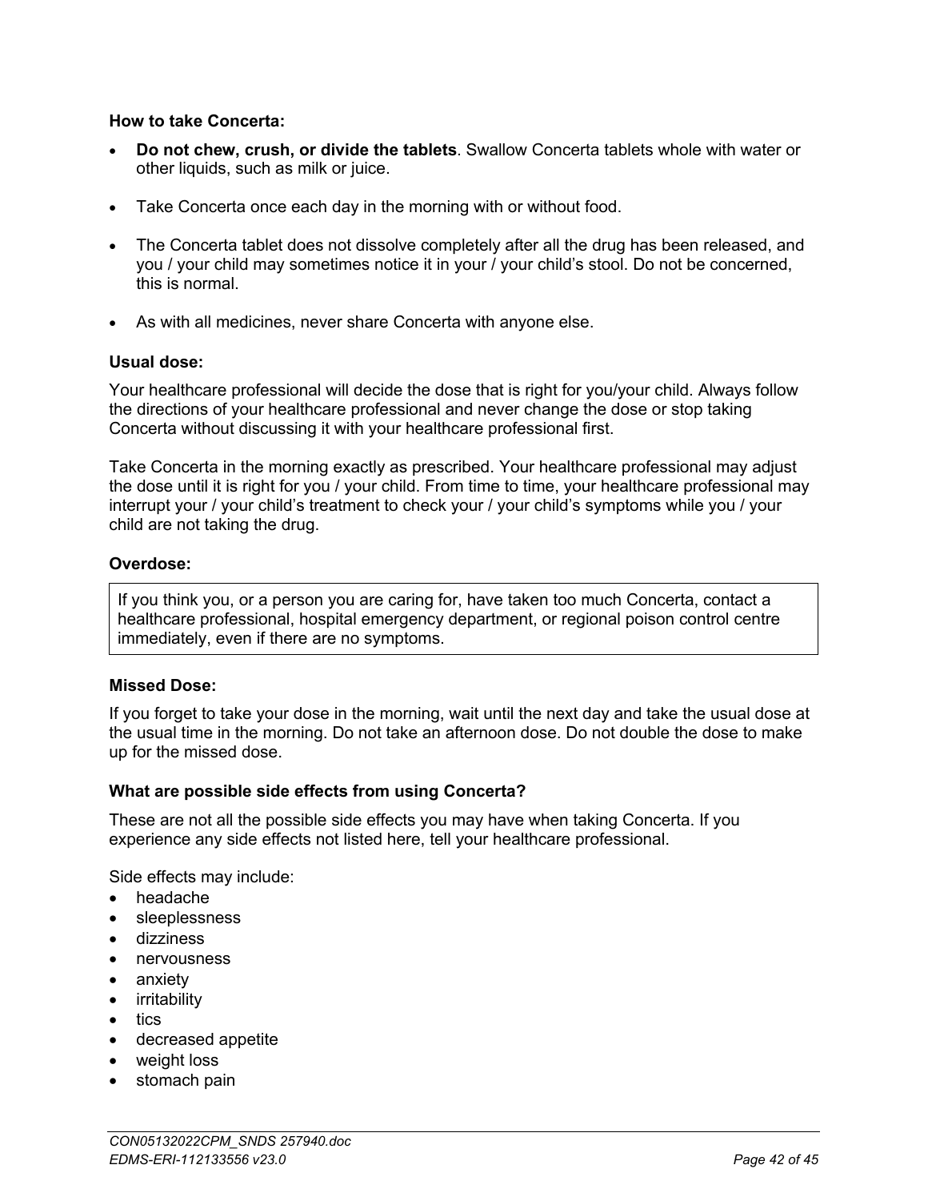**How to take Concerta:**

- **Do not chew, crush, or divide the tablets**. Swallow Concerta tablets whole with water or other liquids, such as milk or juice.
- Take Concerta once each day in the morning with or without food.
- The Concerta tablet does not dissolve completely after all the drug has been released, and you / your child may sometimes notice it in your / your child's stool. Do not be concerned, this is normal.
- As with all medicines, never share Concerta with anyone else.

**Usual dose:**

Your healthcare professional will decide the dose that is right for you/your child. Always follow the directions of your healthcare professional and never change the dose or stop taking Concerta without discussing it with your healthcare professional first.

Take Concerta in the morning exactly as prescribed. Your healthcare professional may adjust the dose until it is right for you / your child. From time to time, your healthcare professional may interrupt your / your child's treatment to check your / your child's symptoms while you / your child are not taking the drug.

**Overdose:**

| If you think you, or a person you are caring for, have taken too much Concerta, contact a healthcare professional, hospital emergency department, or regional poison control centre immediately, even if there are no symptoms. |
|---|

**Missed Dose:**

If you forget to take your dose in the morning, wait until the next day and take the usual dose at the usual time in the morning. Do not take an afternoon dose. Do not double the dose to make up for the missed dose.

**What are possible side effects from using Concerta?**

These are not all the possible side effects you may have when taking Concerta. If you experience any side effects not listed here, tell your healthcare professional.

Side effects may include:

- headache
- sleeplessness
- dizziness
- nervousness
- anxiety
- irritability
- tics
- decreased appetite
- weight loss
- stomach pain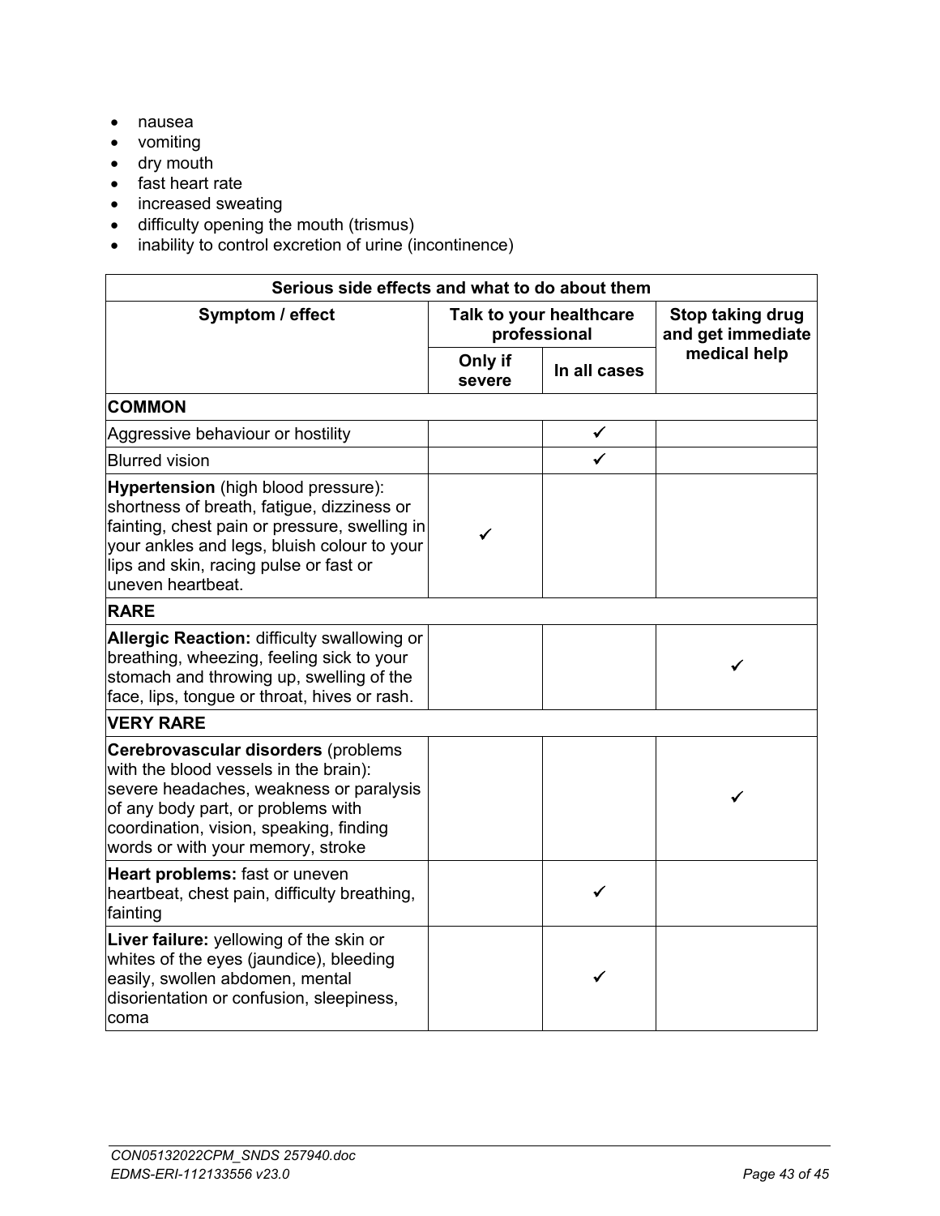- nausea
- vomiting
- dry mouth
- fast heart rate
- increased sweating
- difficulty opening the mouth (trismus)
- inability to control excretion of urine (incontinence)

| Serious side effects and what to do about them | | | |
|---|---|---|---|
| **Symptom / effect** | **Talk to your healthcare professional** | | **Stop taking drug and get immediate medical help** |
| | **Only if severe** | **In all cases** | |
| **COMMON** | | | |
| Aggressive behaviour or hostility | | ✓ | |
| Blurred vision | | ✓ | |
| **Hypertension** (high blood pressure): shortness of breath, fatigue, dizziness or fainting, chest pain or pressure, swelling in your ankles and legs, bluish colour to your lips and skin, racing pulse or fast or uneven heartbeat. | ✓ | | |
| **RARE** | | | |
| **Allergic Reaction:** difficulty swallowing or breathing, wheezing, feeling sick to your stomach and throwing up, swelling of the face, lips, tongue or throat, hives or rash. | | | ✓ |
| **VERY RARE** | | | |
| **Cerebrovascular disorders** (problems with the blood vessels in the brain): severe headaches, weakness or paralysis of any body part, or problems with coordination, vision, speaking, finding words or with your memory, stroke | | | ✓ |
| **Heart problems:** fast or uneven heartbeat, chest pain, difficulty breathing, fainting | | ✓ | |
| **Liver failure:** yellowing of the skin or whites of the eyes (jaundice), bleeding easily, swollen abdomen, mental disorientation or confusion, sleepiness, coma | | ✓ | |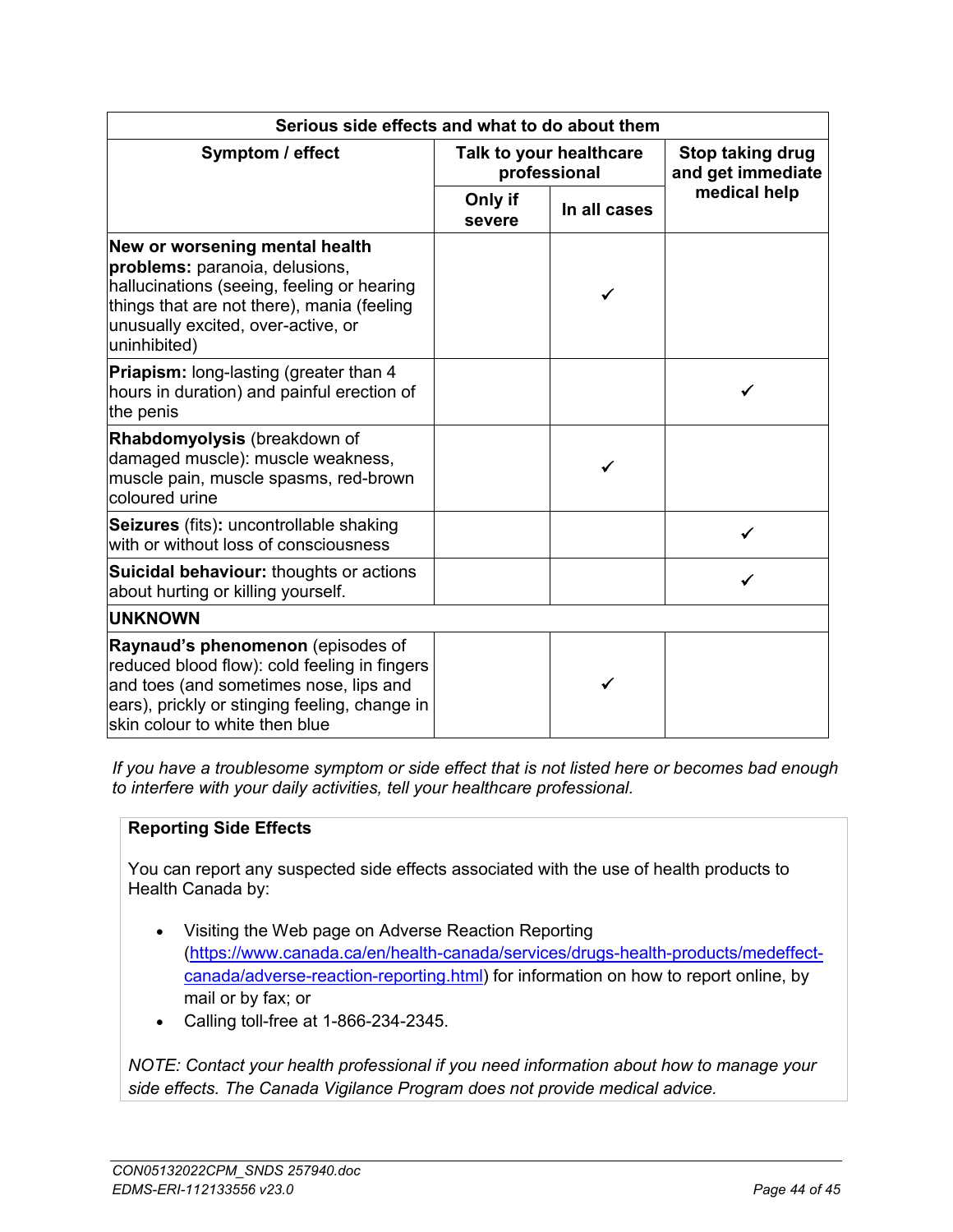| Serious side effects and what to do about them | | | |
|---|---|---|---|
| **Symptom / effect** | **Talk to your healthcare professional** | | **Stop taking drug and get immediate medical help** |
| | **Only if severe** | **In all cases** | |
| **New or worsening mental health problems:** paranoia, delusions, hallucinations (seeing, feeling or hearing things that are not there), mania (feeling unusually excited, over-active, or uninhibited) | | ✓ | |
| **Priapism:** long-lasting (greater than 4 hours in duration) and painful erection of the penis | | | ✓ |
| **Rhabdomyolysis** (breakdown of damaged muscle): muscle weakness, muscle pain, muscle spasms, red-brown coloured urine | | ✓ | |
| **Seizures** (fits)**:** uncontrollable shaking with or without loss of consciousness | | | ✓ |
| **Suicidal behaviour:** thoughts or actions about hurting or killing yourself. | | | ✓ |
| **UNKNOWN** | | | |
| **Raynaud's phenomenon** (episodes of reduced blood flow): cold feeling in fingers and toes (and sometimes nose, lips and ears), prickly or stinging feeling, change in skin colour to white then blue | | ✓ | |

*If you have a troublesome symptom or side effect that is not listed here or becomes bad enough to interfere with your daily activities, tell your healthcare professional.*

**Reporting Side Effects**

You can report any suspected side effects associated with the use of health products to Health Canada by:

- Visiting the Web page on Adverse Reaction Reporting (https://www.canada.ca/en/health-canada/services/drugs-health-products/medeffect-canada/adverse-reaction-reporting.html) for information on how to report online, by mail or by fax; or
- Calling toll-free at 1-866-234-2345.

*NOTE: Contact your health professional if you need information about how to manage your side effects. The Canada Vigilance Program does not provide medical advice.*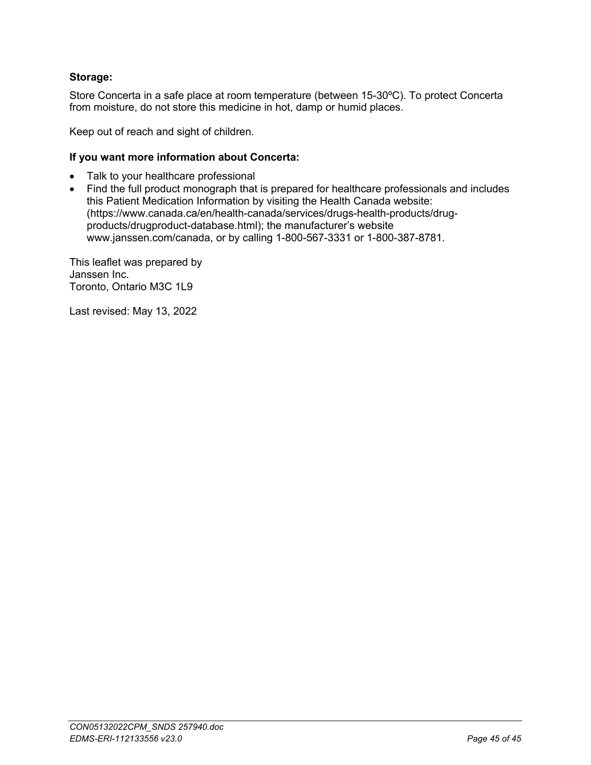**Storage:**

Store Concerta in a safe place at room temperature (between 15-30ºC). To protect Concerta from moisture, do not store this medicine in hot, damp or humid places.

Keep out of reach and sight of children.

**If you want more information about Concerta:**

- Talk to your healthcare professional
- Find the full product monograph that is prepared for healthcare professionals and includes this Patient Medication Information by visiting the Health Canada website: (https://www.canada.ca/en/health-canada/services/drugs-health-products/drug-products/drugproduct-database.html); the manufacturer's website www.janssen.com/canada, or by calling 1-800-567-3331 or 1-800-387-8781.

This leaflet was prepared by
Janssen Inc.
Toronto, Ontario M3C 1L9

Last revised: May 13, 2022